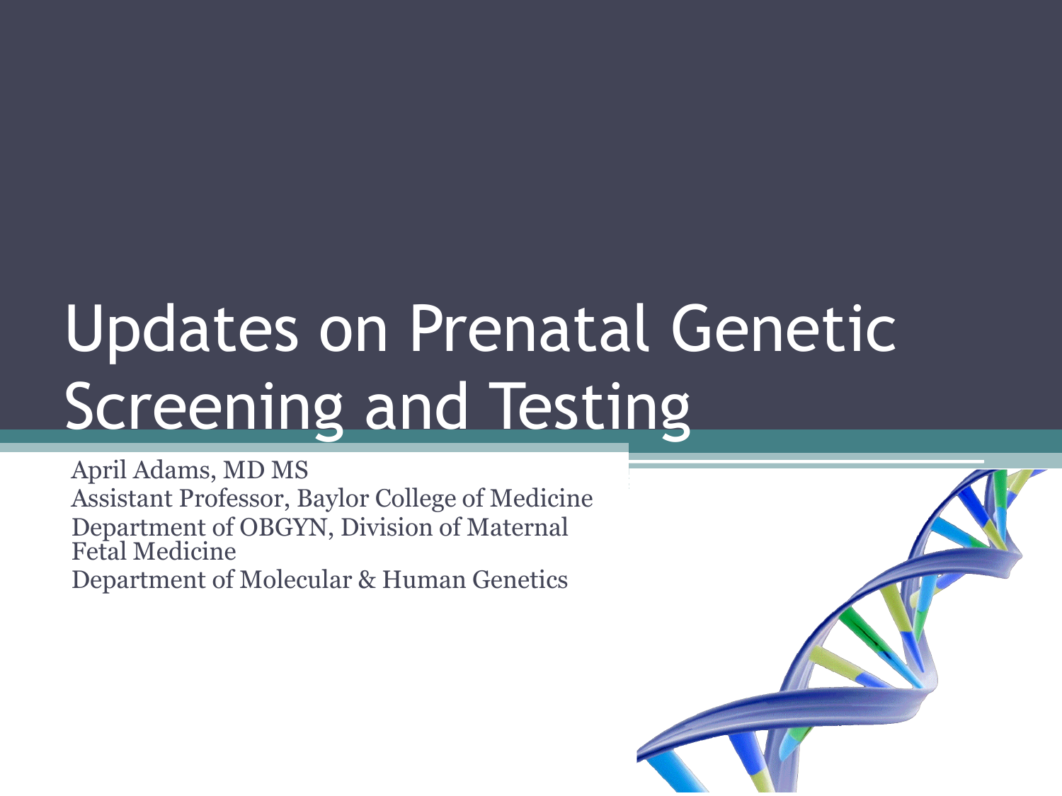# Updates on Prenatal Genetic Screening and Testing

April Adams, MD MS
Assistant Professor, Baylor College of Medicine
Department of OBGYN, Division of Maternal Fetal Medicine
Department of Molecular & Human Genetics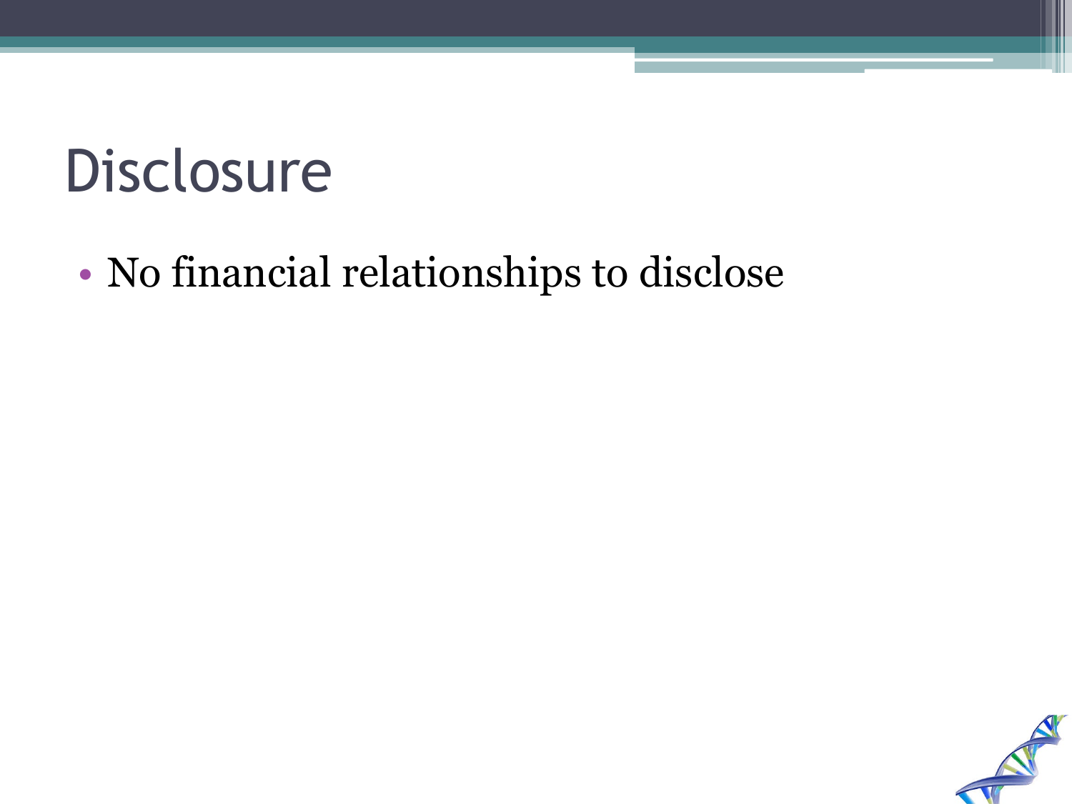# Disclosure

- No financial relationships to disclose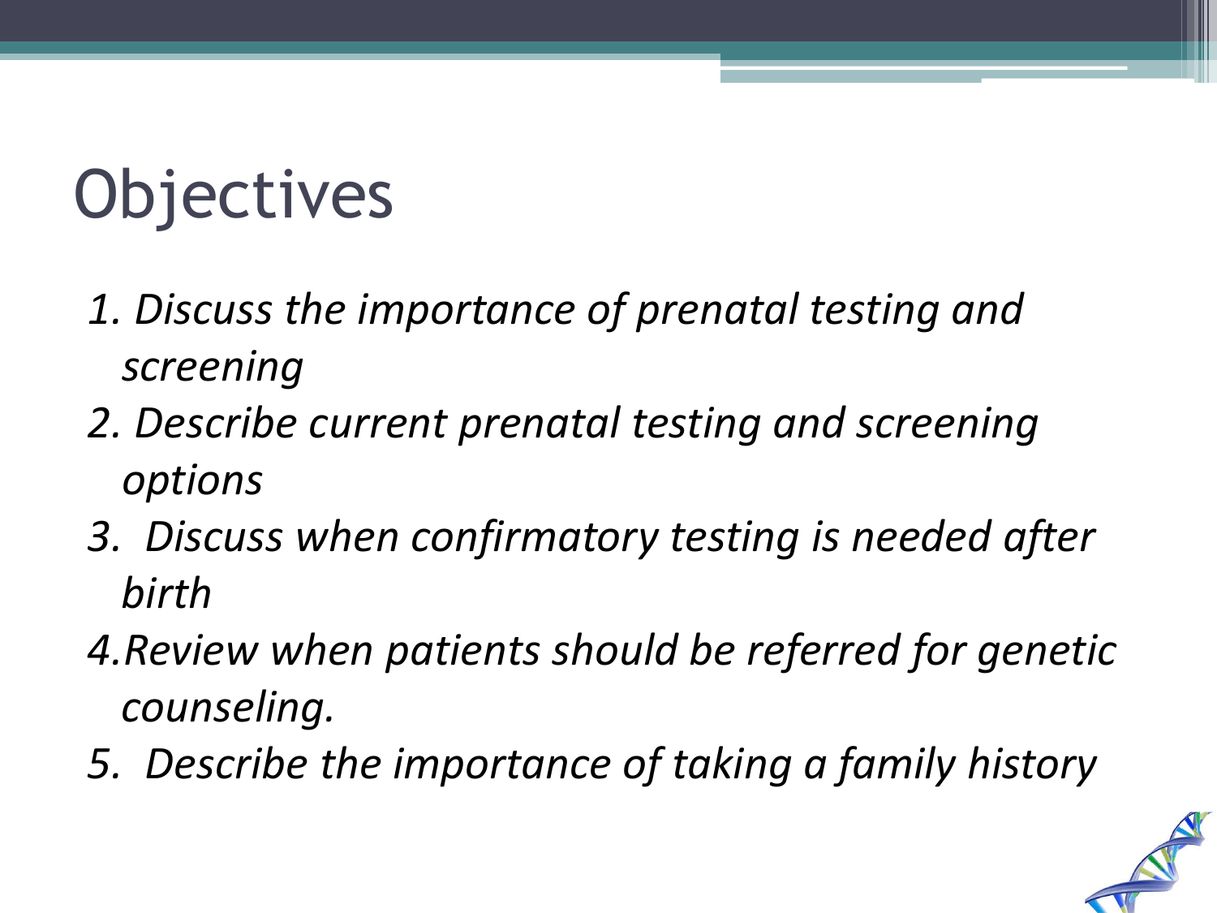# Objectives

1. *Discuss the importance of prenatal testing and screening*
2. *Describe current prenatal testing and screening options*
3. *Discuss when confirmatory testing is needed after birth*
4. *Review when patients should be referred for genetic counseling.*
5. *Describe the importance of taking a family history*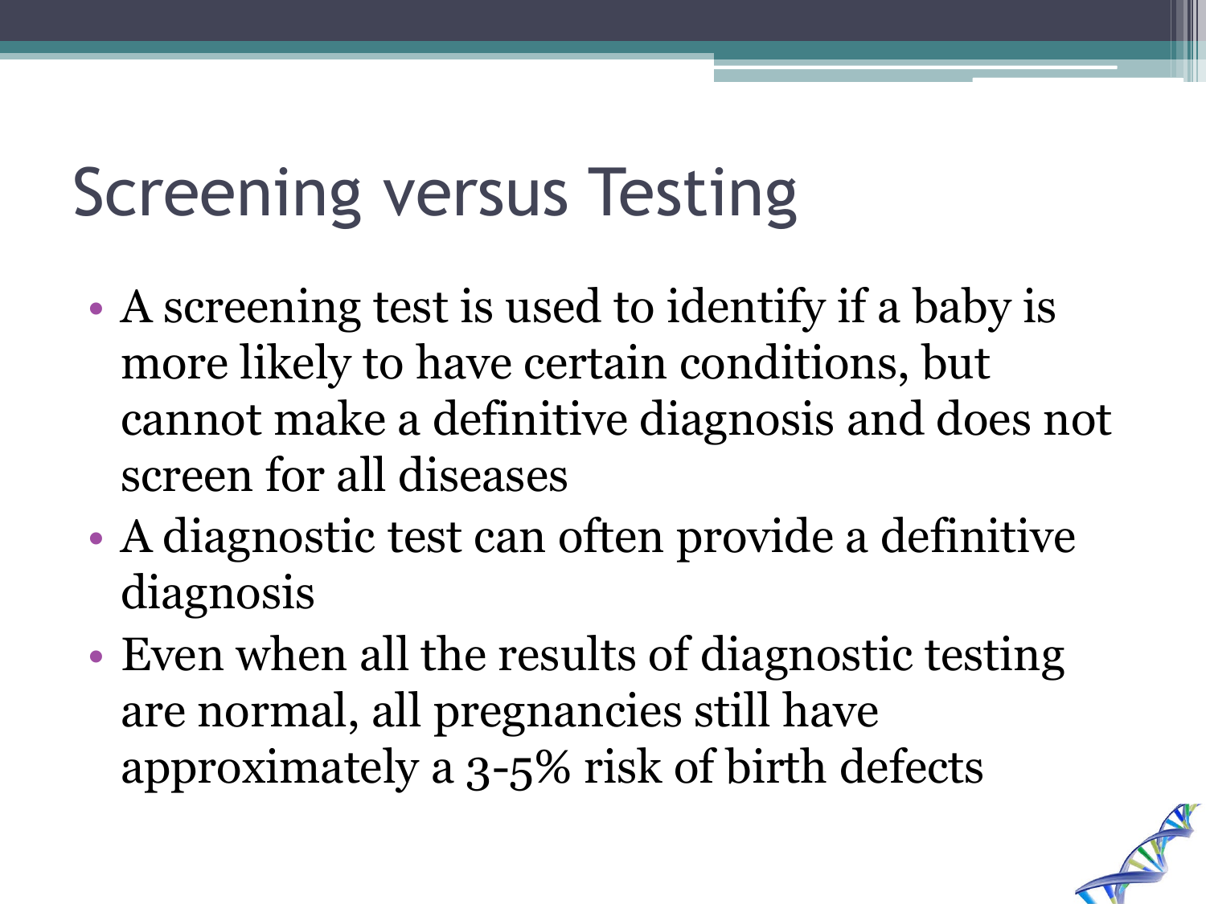# Screening versus Testing

- A screening test is used to identify if a baby is more likely to have certain conditions, but cannot make a definitive diagnosis and does not screen for all diseases
- A diagnostic test can often provide a definitive diagnosis
- Even when all the results of diagnostic testing are normal, all pregnancies still have approximately a 3-5% risk of birth defects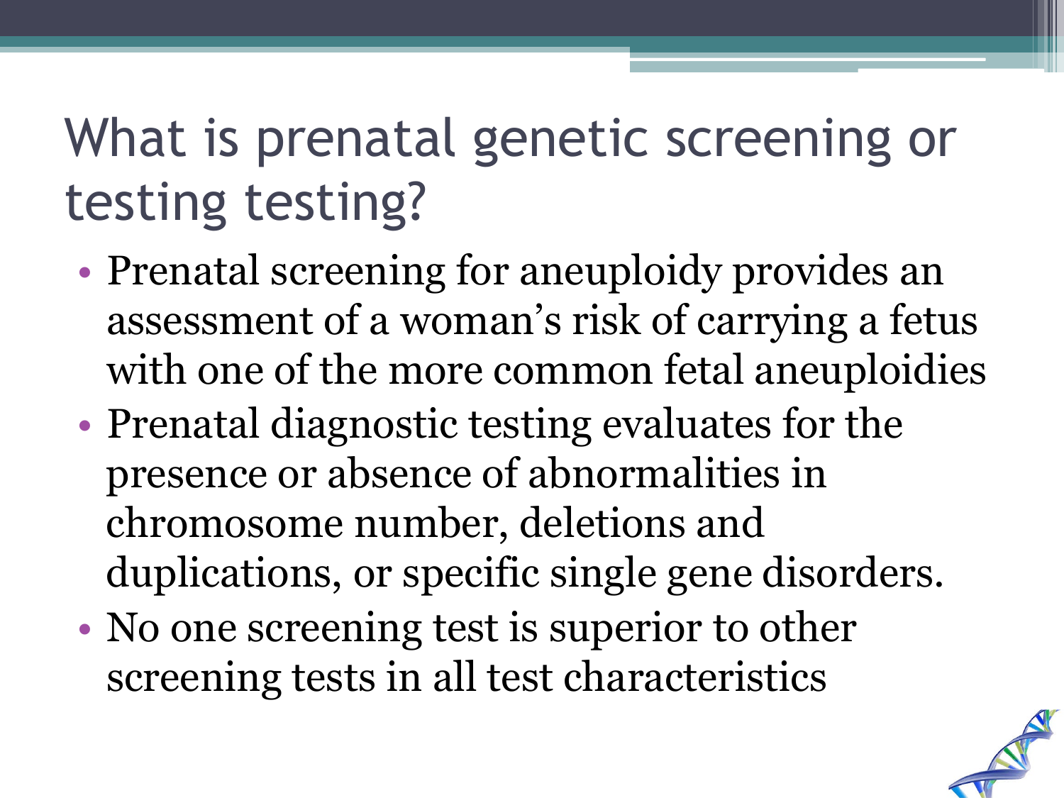# What is prenatal genetic screening or testing testing?

- Prenatal screening for aneuploidy provides an assessment of a woman's risk of carrying a fetus with one of the more common fetal aneuploidies
- Prenatal diagnostic testing evaluates for the presence or absence of abnormalities in chromosome number, deletions and duplications, or specific single gene disorders.
- No one screening test is superior to other screening tests in all test characteristics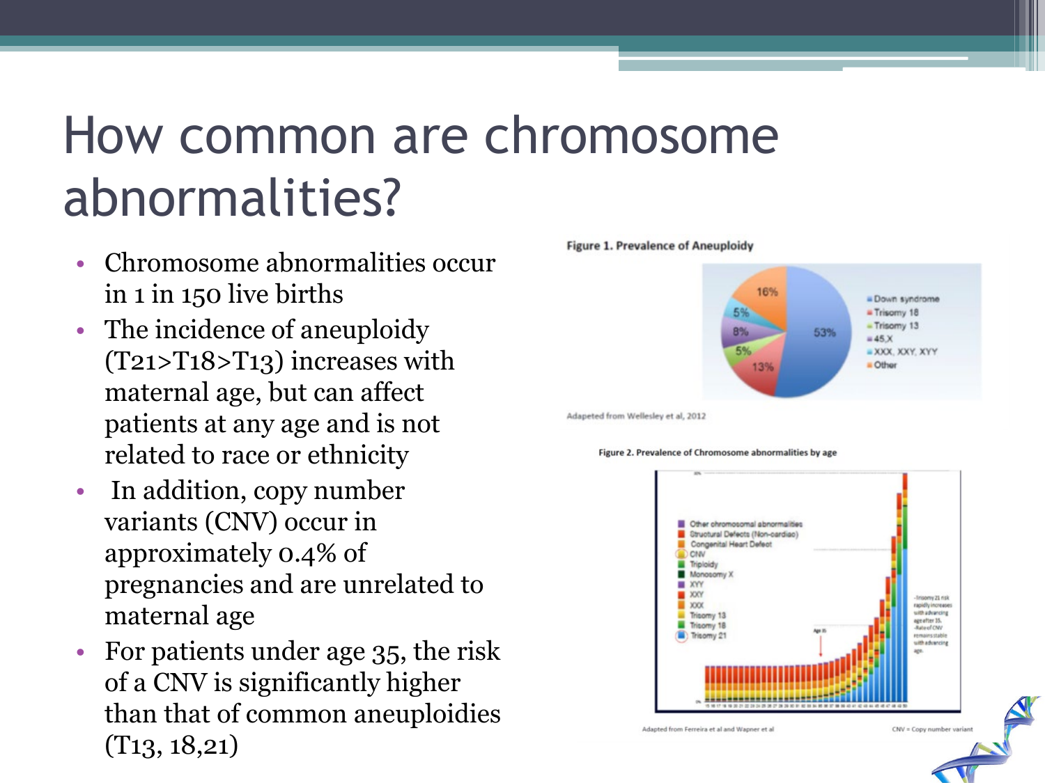# How common are chromosome abnormalities?

- Chromosome abnormalities occur in 1 in 150 live births
- The incidence of aneuploidy (T21>T18>T13) increases with maternal age, but can affect patients at any age and is not related to race or ethnicity
- In addition, copy number variants (CNV) occur in approximately 0.4% of pregnancies and are unrelated to maternal age
- For patients under age 35, the risk of a CNV is significantly higher than that of common aneuploidies (T13, 18,21)

**Figure 1. Prevalence of Aneuploidy**

| Category | Percentage |
| --- | --- |
| Down syndrome | 53% |
| Trisomy 18 | 13% |
| Trisomy 13 | 5% |
| 45,X | 8% |
| XXX, XXY, XYY | 5% |
| Other | 16% |

Adapeted from Wellesley et al, 2012

**Figure 2. Prevalence of Chromosome abnormalities by age**

Legend: Other chromosomal abnormalities; Structural Defects (Non-cardiac); Congenital Heart Defect; CNV; Triploidy; Monosomy X; XYY; XXY; XXX; Trisomy 13; Trisomy 18; Trisomy 21

Age 35

-Trisomy 21 risk rapidly increases with advancing age after 35. -Rate of CNV remains stable with advancing age.

Adapted from Ferreira et al and Wapner et al

CNV = Copy number variant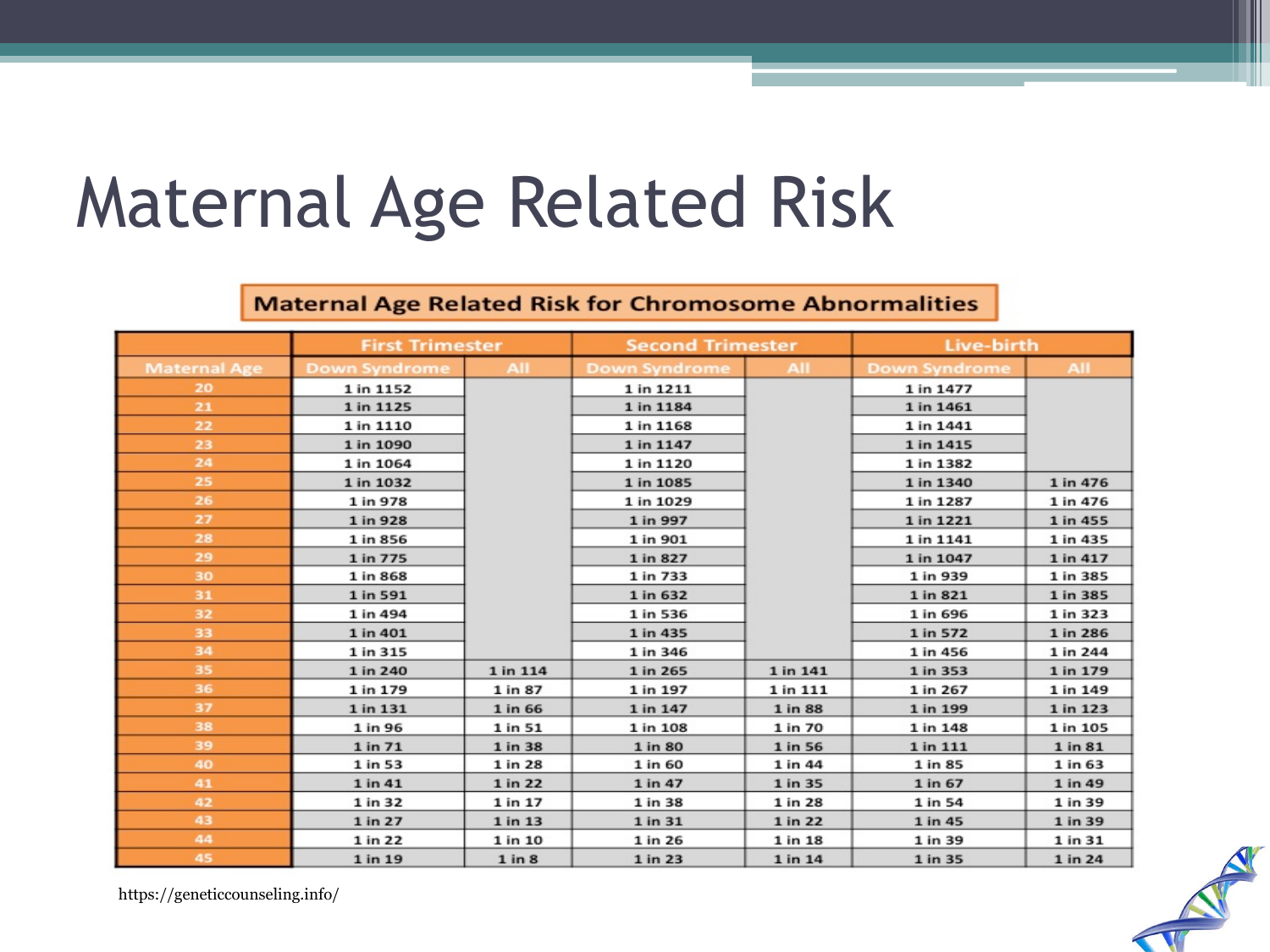# Maternal Age Related Risk

**Maternal Age Related Risk for Chromosome Abnormalities**

| | First Trimester | | Second Trimester | | Live-birth | |
|---|---|---|---|---|---|---|
| Maternal Age | Down Syndrome | All | Down Syndrome | All | Down Syndrome | All |
| 20 | 1 in 1152 | | 1 in 1211 | | 1 in 1477 | |
| 21 | 1 in 1125 | | 1 in 1184 | | 1 in 1461 | |
| 22 | 1 in 1110 | | 1 in 1168 | | 1 in 1441 | |
| 23 | 1 in 1090 | | 1 in 1147 | | 1 in 1415 | |
| 24 | 1 in 1064 | | 1 in 1120 | | 1 in 1382 | |
| 25 | 1 in 1032 | | 1 in 1085 | | 1 in 1340 | 1 in 476 |
| 26 | 1 in 978 | | 1 in 1029 | | 1 in 1287 | 1 in 476 |
| 27 | 1 in 928 | | 1 in 997 | | 1 in 1221 | 1 in 455 |
| 28 | 1 in 856 | | 1 in 901 | | 1 in 1141 | 1 in 435 |
| 29 | 1 in 775 | | 1 in 827 | | 1 in 1047 | 1 in 417 |
| 30 | 1 in 868 | | 1 in 733 | | 1 in 939 | 1 in 385 |
| 31 | 1 in 591 | | 1 in 632 | | 1 in 821 | 1 in 385 |
| 32 | 1 in 494 | | 1 in 536 | | 1 in 696 | 1 in 323 |
| 33 | 1 in 401 | | 1 in 435 | | 1 in 572 | 1 in 286 |
| 34 | 1 in 315 | | 1 in 346 | | 1 in 456 | 1 in 244 |
| 35 | 1 in 240 | 1 in 114 | 1 in 265 | 1 in 141 | 1 in 353 | 1 in 179 |
| 36 | 1 in 179 | 1 in 87 | 1 in 197 | 1 in 111 | 1 in 267 | 1 in 149 |
| 37 | 1 in 131 | 1 in 66 | 1 in 147 | 1 in 88 | 1 in 199 | 1 in 123 |
| 38 | 1 in 96 | 1 in 51 | 1 in 108 | 1 in 70 | 1 in 148 | 1 in 105 |
| 39 | 1 in 71 | 1 in 38 | 1 in 80 | 1 in 56 | 1 in 111 | 1 in 81 |
| 40 | 1 in 53 | 1 in 28 | 1 in 60 | 1 in 44 | 1 in 85 | 1 in 63 |
| 41 | 1 in 41 | 1 in 22 | 1 in 47 | 1 in 35 | 1 in 67 | 1 in 49 |
| 42 | 1 in 32 | 1 in 17 | 1 in 38 | 1 in 28 | 1 in 54 | 1 in 39 |
| 43 | 1 in 27 | 1 in 13 | 1 in 31 | 1 in 22 | 1 in 45 | 1 in 39 |
| 44 | 1 in 22 | 1 in 10 | 1 in 26 | 1 in 18 | 1 in 39 | 1 in 31 |
| 45 | 1 in 19 | 1 in 8 | 1 in 23 | 1 in 14 | 1 in 35 | 1 in 24 |

https://geneticcounseling.info/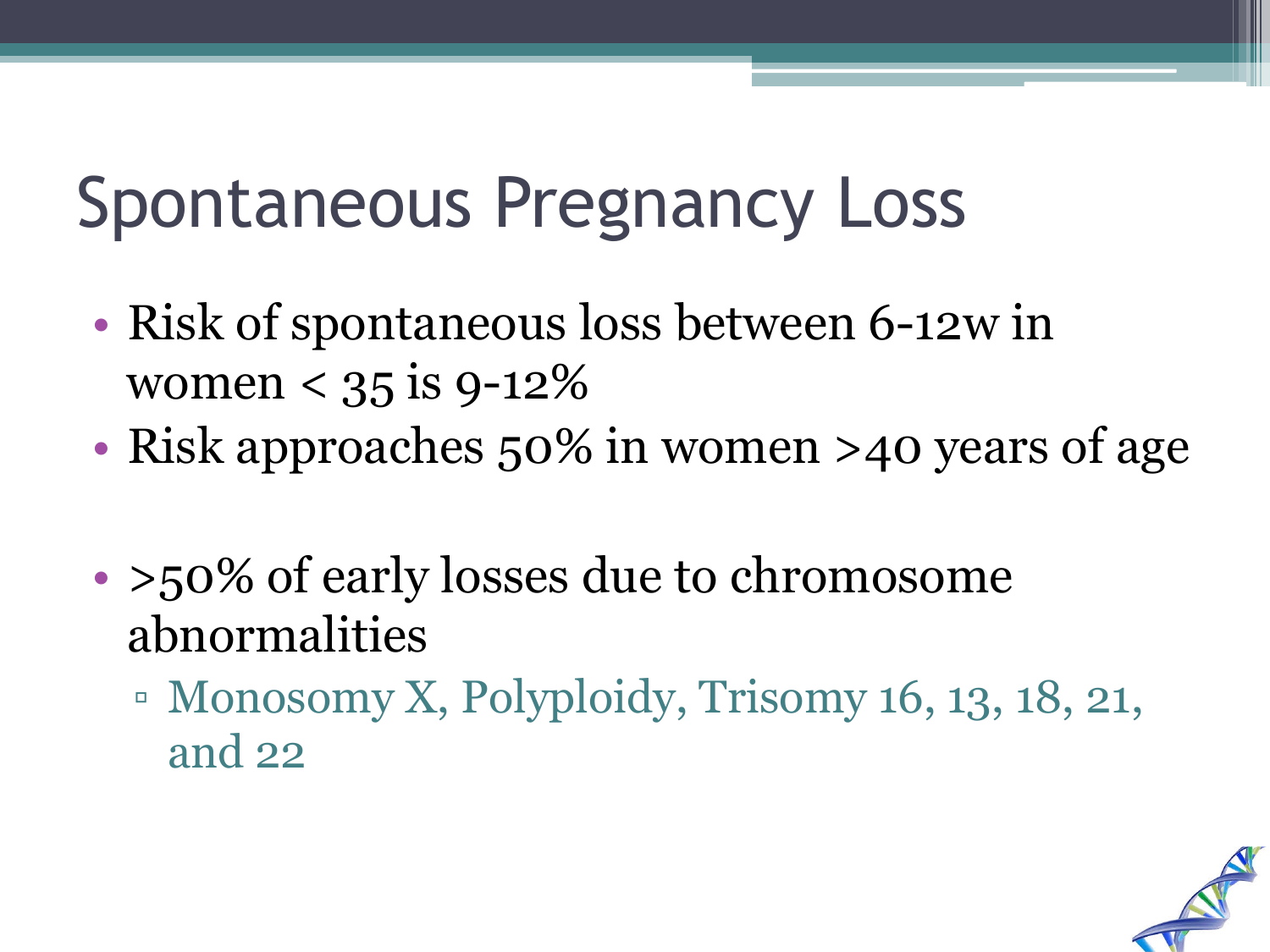# Spontaneous Pregnancy Loss

- Risk of spontaneous loss between 6-12w in women < 35 is 9-12%
- Risk approaches 50% in women >40 years of age
- >50% of early losses due to chromosome abnormalities
  - Monosomy X, Polyploidy, Trisomy 16, 13, 18, 21, and 22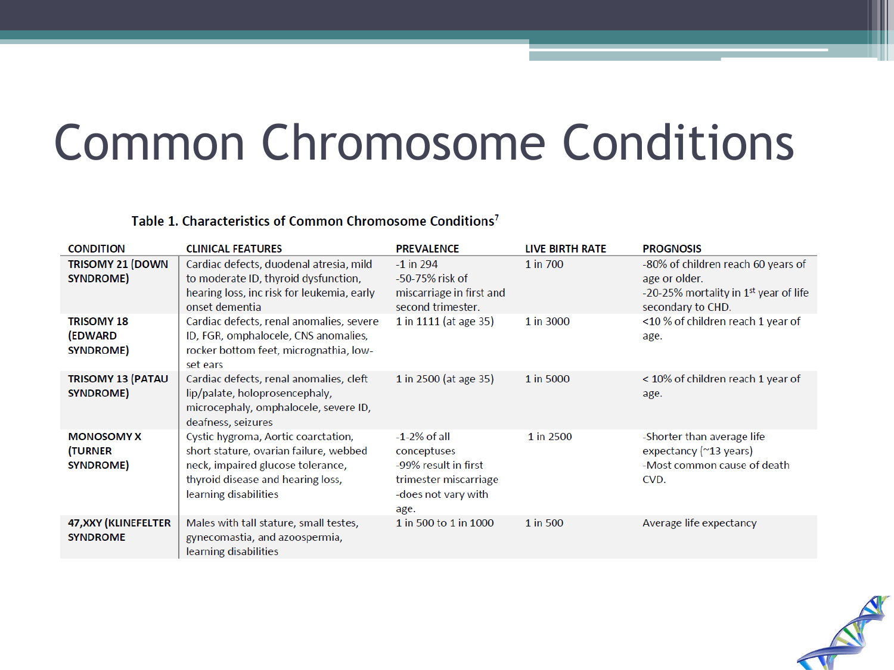# Common Chromosome Conditions

**Table 1. Characteristics of Common Chromosome Conditions[7]**

| CONDITION | CLINICAL FEATURES | PREVALENCE | LIVE BIRTH RATE | PROGNOSIS |
|---|---|---|---|---|
| **TRISOMY 21 (DOWN SYNDROME)** | Cardiac defects, duodenal atresia, mild to moderate ID, thyroid dysfunction, hearing loss, inc risk for leukemia, early onset dementia | -1 in 294<br>-50-75% risk of miscarriage in first and second trimester. | 1 in 700 | -80% of children reach 60 years of age or older.<br>-20-25% mortality in 1st year of life secondary to CHD. |
| **TRISOMY 18 (EDWARD SYNDROME)** | Cardiac defects, renal anomalies, severe ID, FGR, omphalocele, CNS anomalies, rocker bottom feet, micrognathia, low-set ears | 1 in 1111 (at age 35) | 1 in 3000 | <10 % of children reach 1 year of age. |
| **TRISOMY 13 (PATAU SYNDROME)** | Cardiac defects, renal anomalies, cleft lip/palate, holoprosencephaly, microcephaly, omphalocele, severe ID, deafness, seizures | 1 in 2500 (at age 35) | 1 in 5000 | < 10% of children reach 1 year of age. |
| **MONOSOMY X (TURNER SYNDROME)** | Cystic hygroma, Aortic coarctation, short stature, ovarian failure, webbed neck, impaired glucose tolerance, thyroid disease and hearing loss, learning disabilities | -1-2% of all conceptuses<br>-99% result in first trimester miscarriage<br>-does not vary with age. | 1 in 2500 | -Shorter than average life expectancy (~13 years)<br>-Most common cause of death CVD. |
| **47,XXY (KLINEFELTER SYNDROME)** | Males with tall stature, small testes, gynecomastia, and azoospermia, learning disabilities | 1 in 500 to 1 in 1000 | 1 in 500 | Average life expectancy |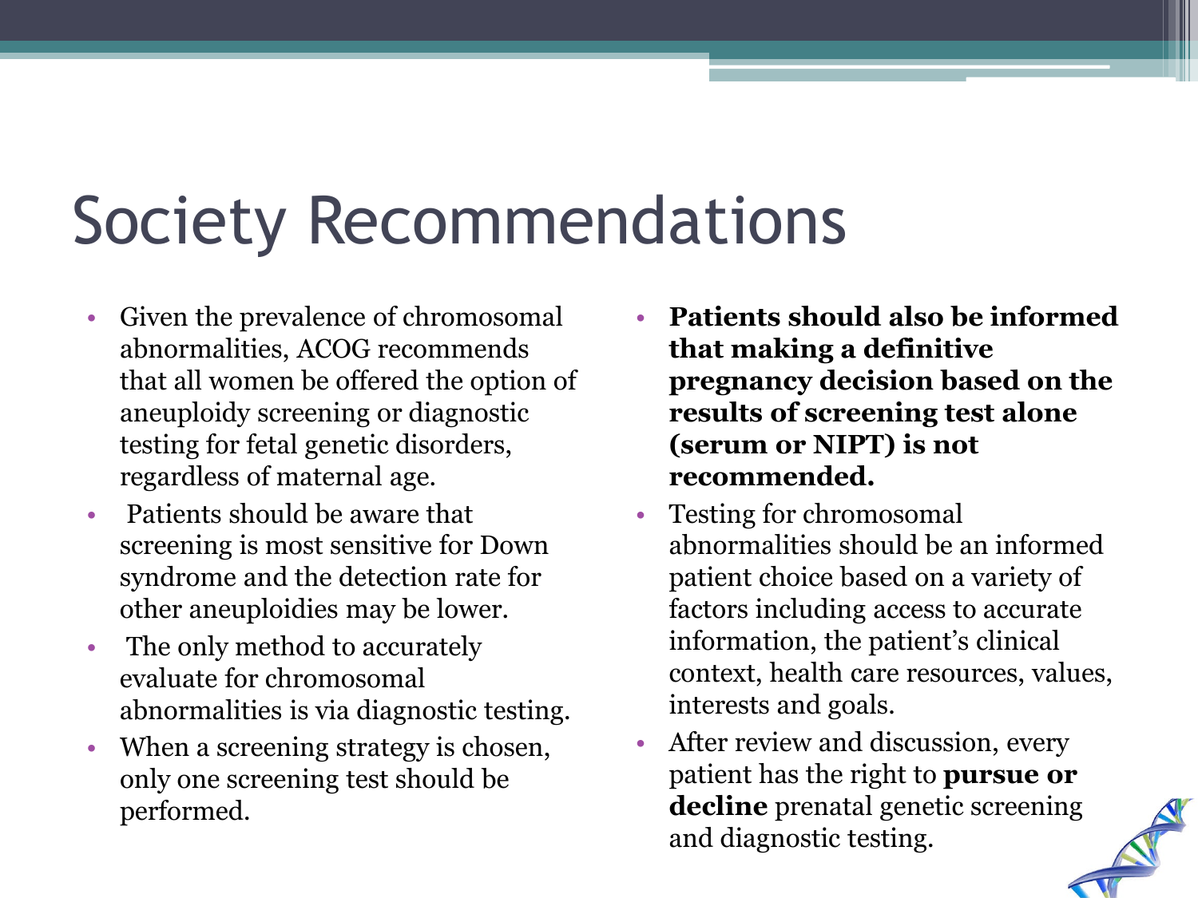# Society Recommendations

- Given the prevalence of chromosomal abnormalities, ACOG recommends that all women be offered the option of aneuploidy screening or diagnostic testing for fetal genetic disorders, regardless of maternal age.
- Patients should be aware that screening is most sensitive for Down syndrome and the detection rate for other aneuploidies may be lower.
- The only method to accurately evaluate for chromosomal abnormalities is via diagnostic testing.
- When a screening strategy is chosen, only one screening test should be performed.
- **Patients should also be informed that making a definitive pregnancy decision based on the results of screening test alone (serum or NIPT) is not recommended.**
- Testing for chromosomal abnormalities should be an informed patient choice based on a variety of factors including access to accurate information, the patient's clinical context, health care resources, values, interests and goals.
- After review and discussion, every patient has the right to **pursue or decline** prenatal genetic screening and diagnostic testing.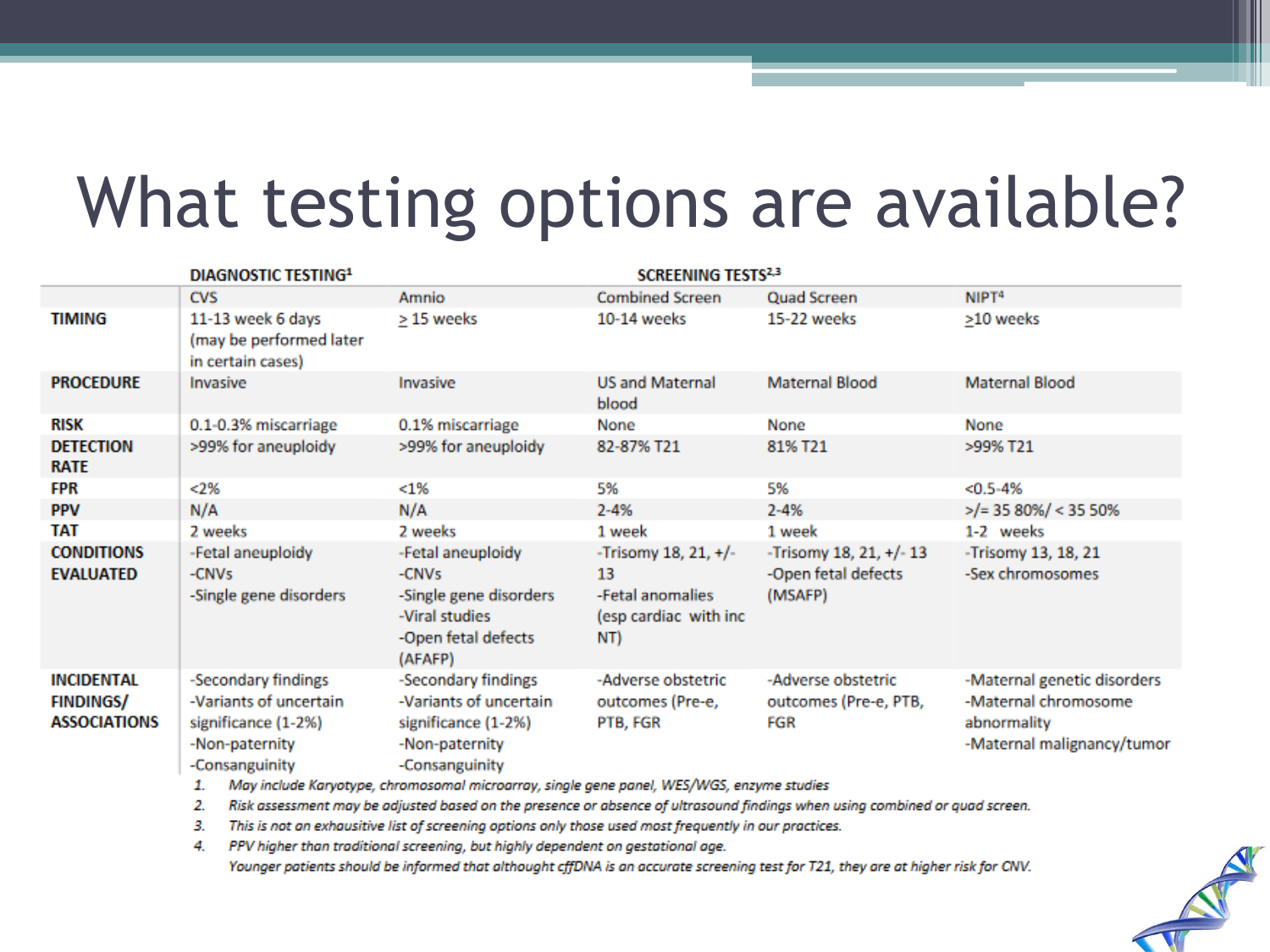# What testing options are available?

| | DIAGNOSTIC TESTING[1] | | SCREENING TESTS[2,3] | | |
|---|---|---|---|---|---|
| | CVS | Amnio | Combined Screen | Quad Screen | NIPT[4] |
| **TIMING** | 11-13 week 6 days (may be performed later in certain cases) | ≥ 15 weeks | 10-14 weeks | 15-22 weeks | ≥10 weeks |
| **PROCEDURE** | Invasive | Invasive | US and Maternal blood | Maternal Blood | Maternal Blood |
| **RISK** | 0.1-0.3% miscarriage | 0.1% miscarriage | None | None | None |
| **DETECTION RATE** | >99% for aneuploidy | >99% for aneuploidy | 82-87% T21 | 81% T21 | >99% T21 |
| **FPR** | <2% | <1% | 5% | 5% | <0.5-4% |
| **PPV** | N/A | N/A | 2-4% | 2-4% | >/= 35 80%/ < 35 50% |
| **TAT** | 2 weeks | 2 weeks | 1 week | 1 week | 1-2 weeks |
| **CONDITIONS EVALUATED** | -Fetal aneuploidy<br>-CNVs<br>-Single gene disorders | -Fetal aneuploidy<br>-CNVs<br>-Single gene disorders<br>-Viral studies<br>-Open fetal defects (AFAFP) | -Trisomy 18, 21, +/- 13<br>-Fetal anomalies (esp cardiac with inc NT) | -Trisomy 18, 21, +/- 13<br>-Open fetal defects (MSAFP) | -Trisomy 13, 18, 21<br>-Sex chromosomes |
| **INCIDENTAL FINDINGS/ ASSOCIATIONS** | -Secondary findings<br>-Variants of uncertain significance (1-2%)<br>-Non-paternity<br>-Consanguinity | -Secondary findings<br>-Variants of uncertain significance (1-2%)<br>-Non-paternity<br>-Consanguinity | -Adverse obstetric outcomes (Pre-e, PTB, FGR | -Adverse obstetric outcomes (Pre-e, PTB, FGR | -Maternal genetic disorders<br>-Maternal chromosome abnormality<br>-Maternal malignancy/tumor |

1. *May include Karyotype, chromosomal microarray, single gene panel, WES/WGS, enzyme studies*
2. *Risk assessment may be adjusted based on the presence or absence of ultrasound findings when using combined or quad screen.*
3. *This is not an exhausitive list of screening options only those used most frequently in our practices.*
4. *PPV higher than traditional screening, but highly dependent on gestational age.*
   *Younger patients should be informed that althought cffDNA is an accurate screening test for T21, they are at higher risk for CNV.*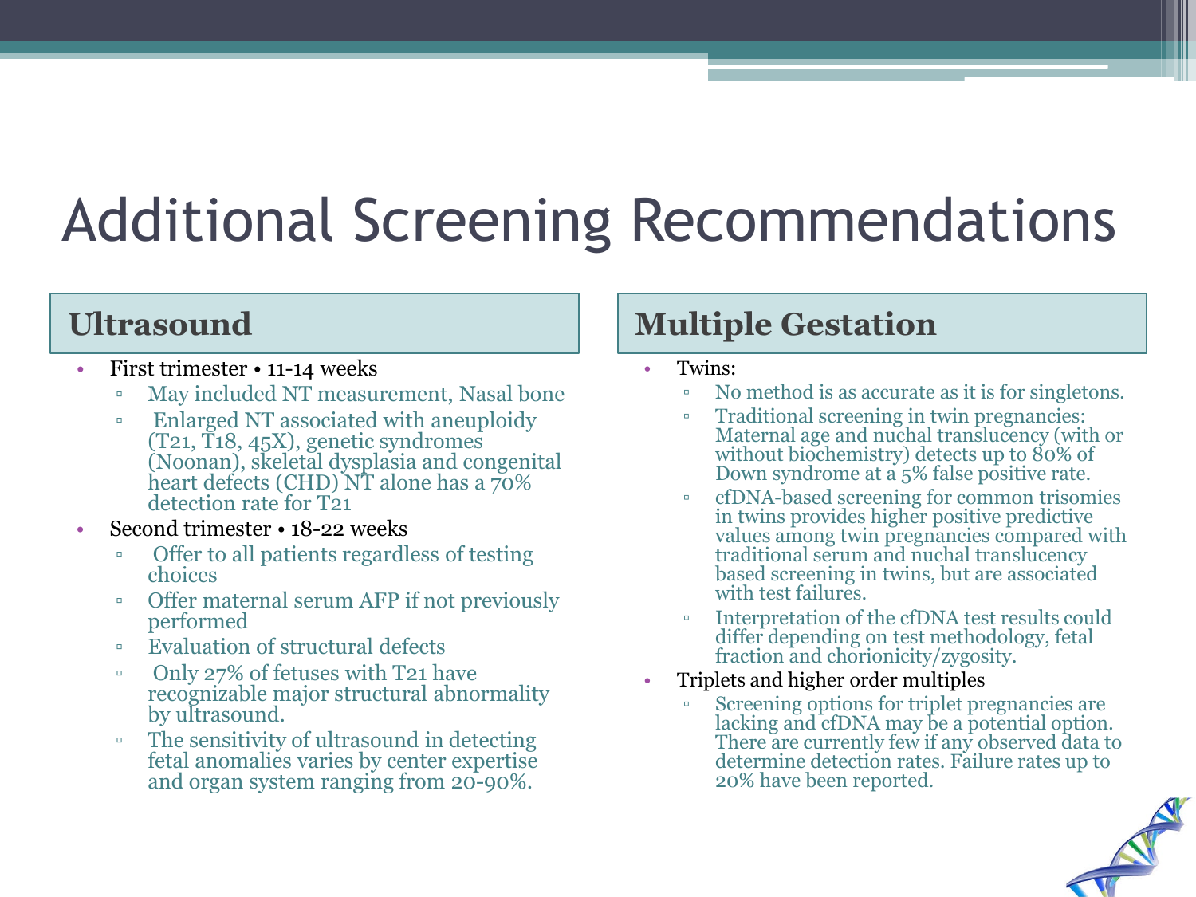# Additional Screening Recommendations

## Ultrasound

- First trimester • 11-14 weeks
  - May included NT measurement, Nasal bone
  - Enlarged NT associated with aneuploidy (T21, T18, 45X), genetic syndromes (Noonan), skeletal dysplasia and congenital heart defects (CHD) NT alone has a 70% detection rate for T21
- Second trimester • 18-22 weeks
  - Offer to all patients regardless of testing choices
  - Offer maternal serum AFP if not previously performed
  - Evaluation of structural defects
  - Only 27% of fetuses with T21 have recognizable major structural abnormality by ultrasound.
  - The sensitivity of ultrasound in detecting fetal anomalies varies by center expertise and organ system ranging from 20-90%.

## Multiple Gestation

- Twins:
  - No method is as accurate as it is for singletons.
  - Traditional screening in twin pregnancies: Maternal age and nuchal translucency (with or without biochemistry) detects up to 80% of Down syndrome at a 5% false positive rate.
  - cfDNA-based screening for common trisomies in twins provides higher positive predictive values among twin pregnancies compared with traditional serum and nuchal translucency based screening in twins, but are associated with test failures.
  - Interpretation of the cfDNA test results could differ depending on test methodology, fetal fraction and chorionicity/zygosity.
- Triplets and higher order multiples
  - Screening options for triplet pregnancies are lacking and cfDNA may be a potential option. There are currently few if any observed data to determine detection rates. Failure rates up to 20% have been reported.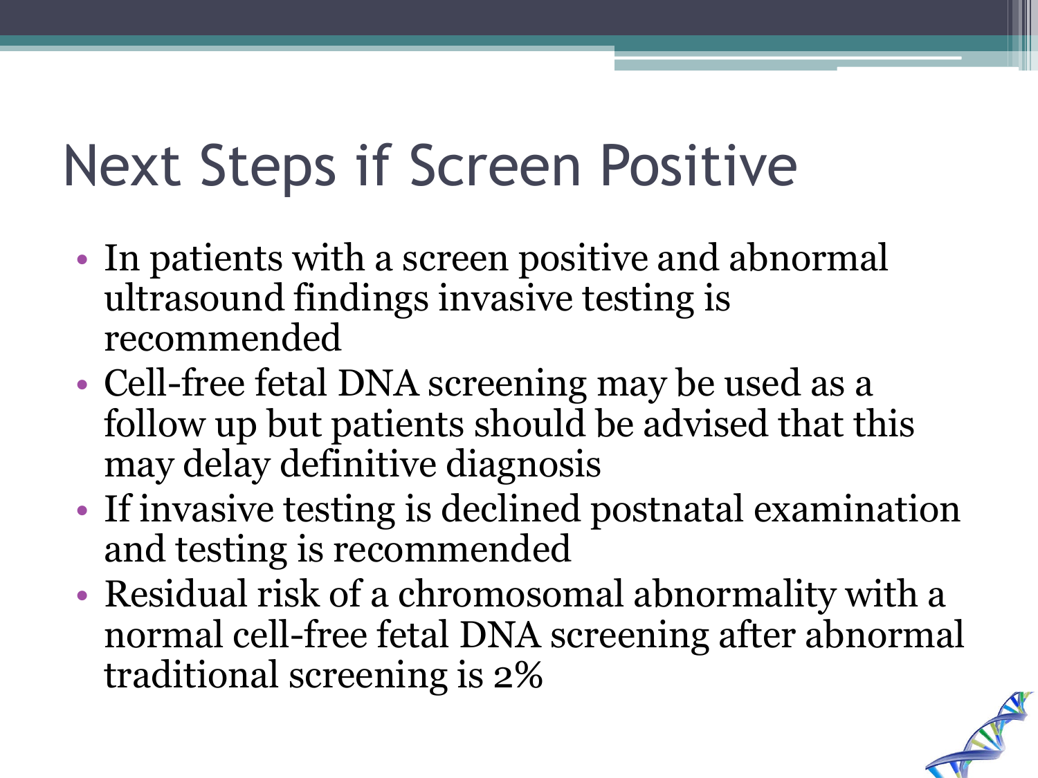# Next Steps if Screen Positive

- In patients with a screen positive and abnormal ultrasound findings invasive testing is recommended
- Cell-free fetal DNA screening may be used as a follow up but patients should be advised that this may delay definitive diagnosis
- If invasive testing is declined postnatal examination and testing is recommended
- Residual risk of a chromosomal abnormality with a normal cell-free fetal DNA screening after abnormal traditional screening is 2%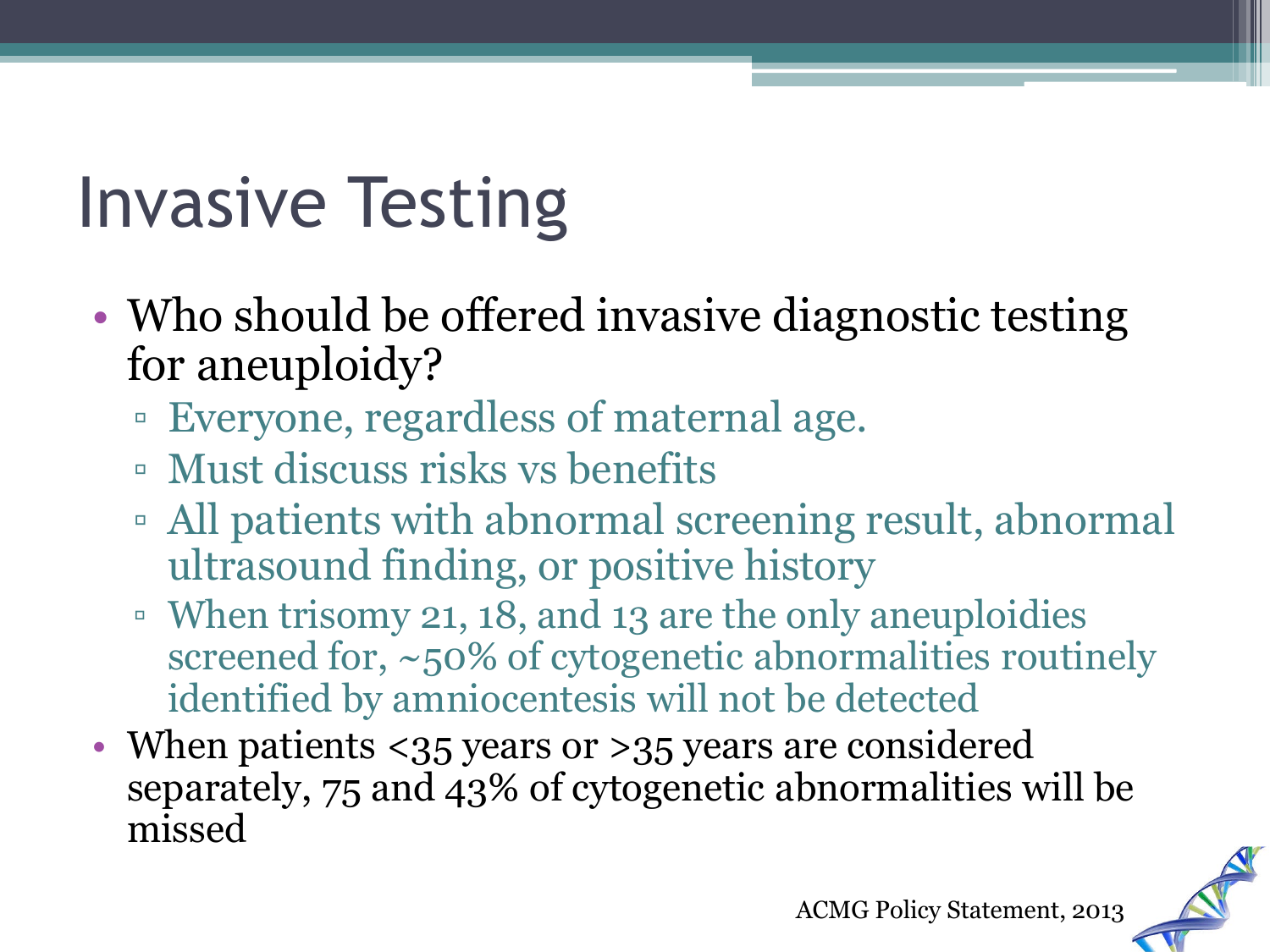# Invasive Testing

- Who should be offered invasive diagnostic testing for aneuploidy?
  - Everyone, regardless of maternal age.
  - Must discuss risks vs benefits
  - All patients with abnormal screening result, abnormal ultrasound finding, or positive history
  - When trisomy 21, 18, and 13 are the only aneuploidies screened for, ~50% of cytogenetic abnormalities routinely identified by amniocentesis will not be detected
- When patients <35 years or >35 years are considered separately, 75 and 43% of cytogenetic abnormalities will be missed

ACMG Policy Statement, 2013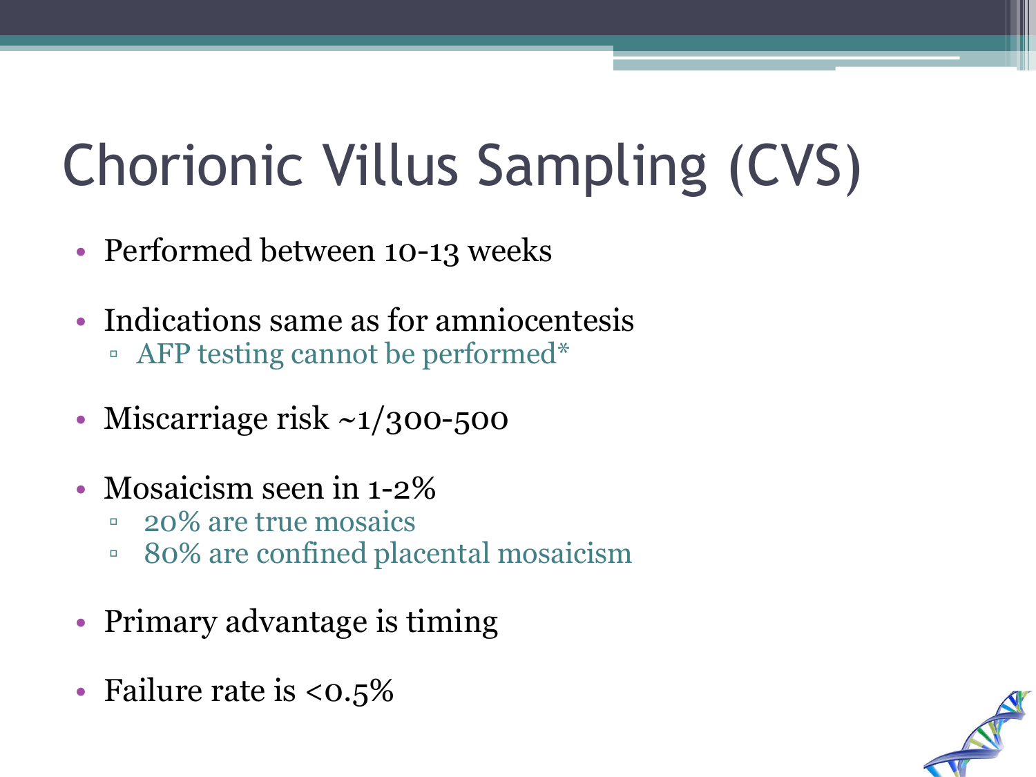# Chorionic Villus Sampling (CVS)

- Performed between 10-13 weeks
- Indications same as for amniocentesis
  - AFP testing cannot be performed*
- Miscarriage risk ~1/300-500
- Mosaicism seen in 1-2%
  - 20% are true mosaics
  - 80% are confined placental mosaicism
- Primary advantage is timing
- Failure rate is <0.5%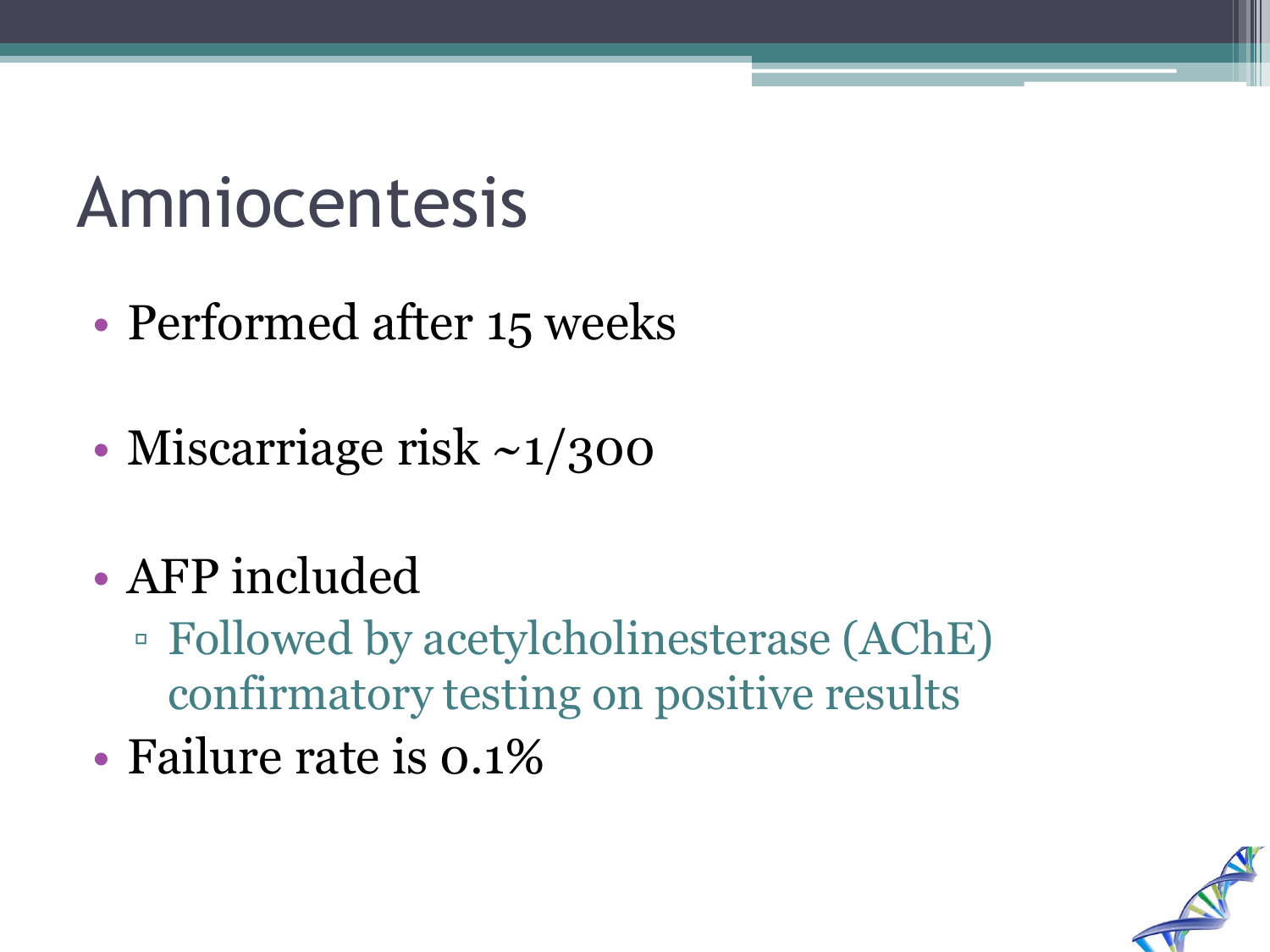# Amniocentesis

- Performed after 15 weeks
- Miscarriage risk ~1/300
- AFP included
  - Followed by acetylcholinesterase (AChE) confirmatory testing on positive results
- Failure rate is 0.1%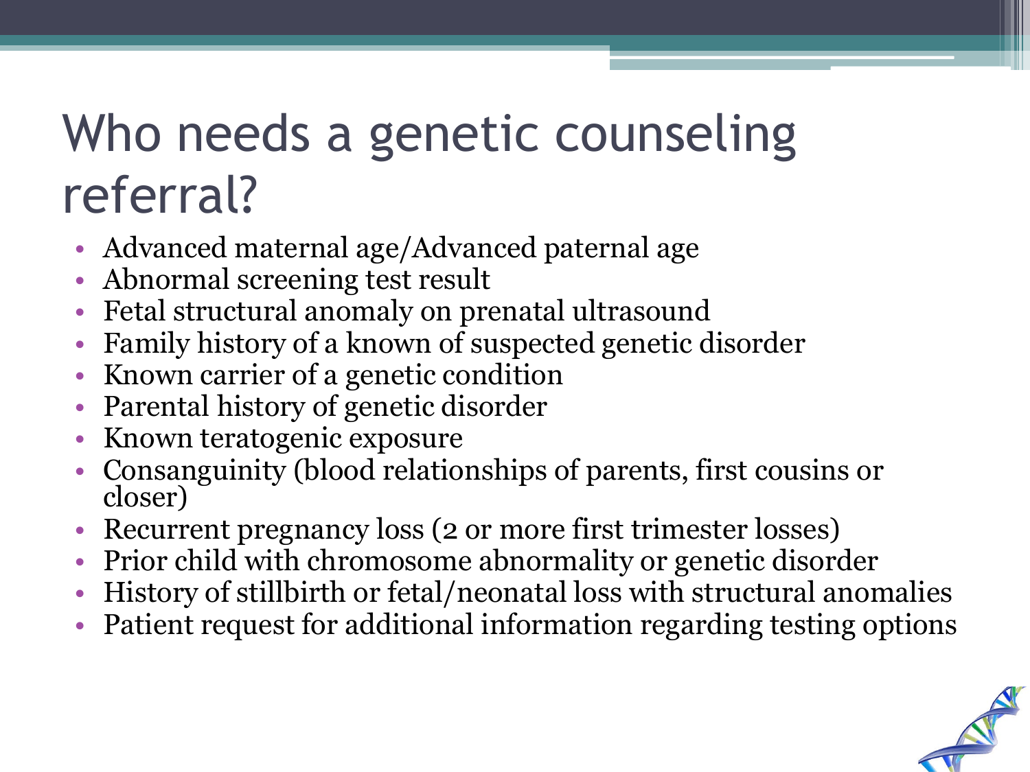# Who needs a genetic counseling referral?

- Advanced maternal age/Advanced paternal age
- Abnormal screening test result
- Fetal structural anomaly on prenatal ultrasound
- Family history of a known of suspected genetic disorder
- Known carrier of a genetic condition
- Parental history of genetic disorder
- Known teratogenic exposure
- Consanguinity (blood relationships of parents, first cousins or closer)
- Recurrent pregnancy loss (2 or more first trimester losses)
- Prior child with chromosome abnormality or genetic disorder
- History of stillbirth or fetal/neonatal loss with structural anomalies
- Patient request for additional information regarding testing options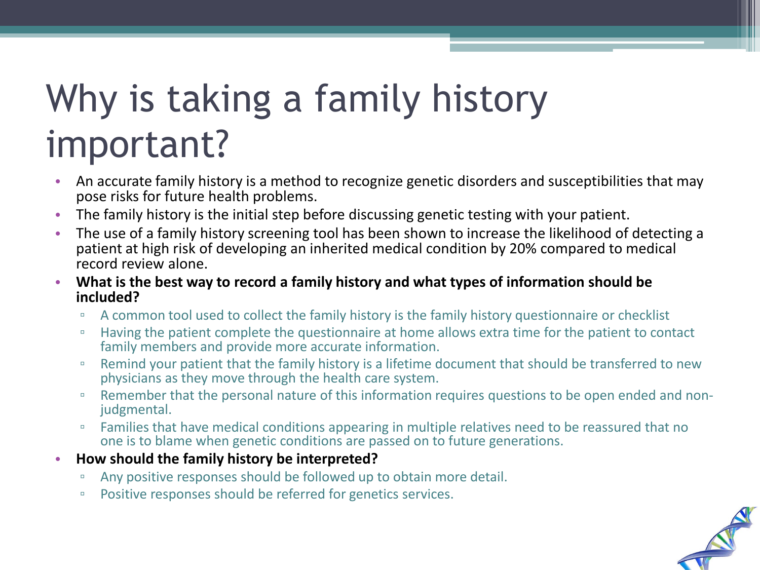# Why is taking a family history important?

- An accurate family history is a method to recognize genetic disorders and susceptibilities that may pose risks for future health problems.
- The family history is the initial step before discussing genetic testing with your patient.
- The use of a family history screening tool has been shown to increase the likelihood of detecting a patient at high risk of developing an inherited medical condition by 20% compared to medical record review alone.
- **What is the best way to record a family history and what types of information should be included?**
  - A common tool used to collect the family history is the family history questionnaire or checklist
  - Having the patient complete the questionnaire at home allows extra time for the patient to contact family members and provide more accurate information.
  - Remind your patient that the family history is a lifetime document that should be transferred to new physicians as they move through the health care system.
  - Remember that the personal nature of this information requires questions to be open ended and non-judgmental.
  - Families that have medical conditions appearing in multiple relatives need to be reassured that no one is to blame when genetic conditions are passed on to future generations.
- **How should the family history be interpreted?**
  - Any positive responses should be followed up to obtain more detail.
  - Positive responses should be referred for genetics services.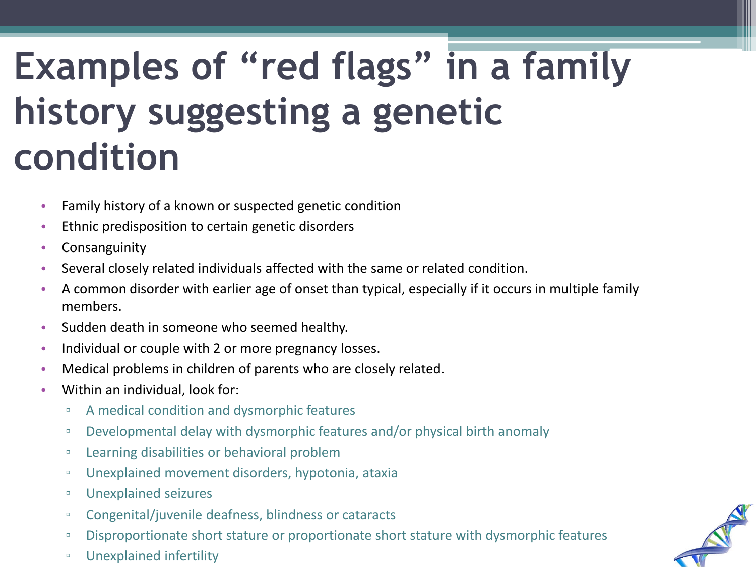# Examples of “red flags” in a family history suggesting a genetic condition

- Family history of a known or suspected genetic condition
- Ethnic predisposition to certain genetic disorders
- Consanguinity
- Several closely related individuals affected with the same or related condition.
- A common disorder with earlier age of onset than typical, especially if it occurs in multiple family members.
- Sudden death in someone who seemed healthy.
- Individual or couple with 2 or more pregnancy losses.
- Medical problems in children of parents who are closely related.
- Within an individual, look for:
  - A medical condition and dysmorphic features
  - Developmental delay with dysmorphic features and/or physical birth anomaly
  - Learning disabilities or behavioral problem
  - Unexplained movement disorders, hypotonia, ataxia
  - Unexplained seizures
  - Congenital/juvenile deafness, blindness or cataracts
  - Disproportionate short stature or proportionate short stature with dysmorphic features
  - Unexplained infertility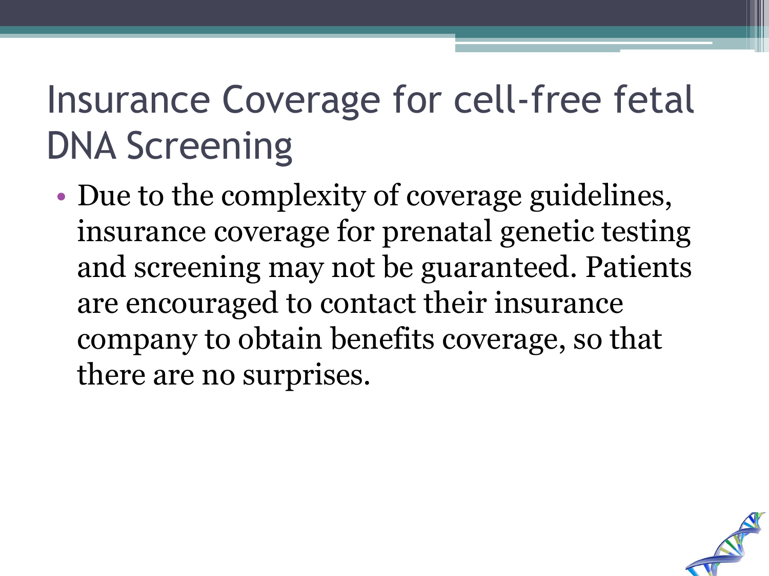# Insurance Coverage for cell-free fetal DNA Screening

- Due to the complexity of coverage guidelines, insurance coverage for prenatal genetic testing and screening may not be guaranteed. Patients are encouraged to contact their insurance company to obtain benefits coverage, so that there are no surprises.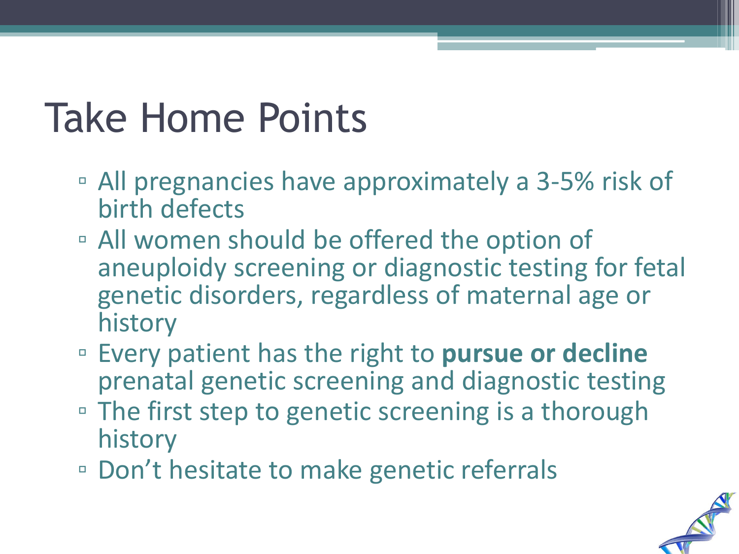# Take Home Points

- All pregnancies have approximately a 3-5% risk of birth defects
- All women should be offered the option of aneuploidy screening or diagnostic testing for fetal genetic disorders, regardless of maternal age or history
- Every patient has the right to **pursue or decline** prenatal genetic screening and diagnostic testing
- The first step to genetic screening is a thorough history
- Don't hesitate to make genetic referrals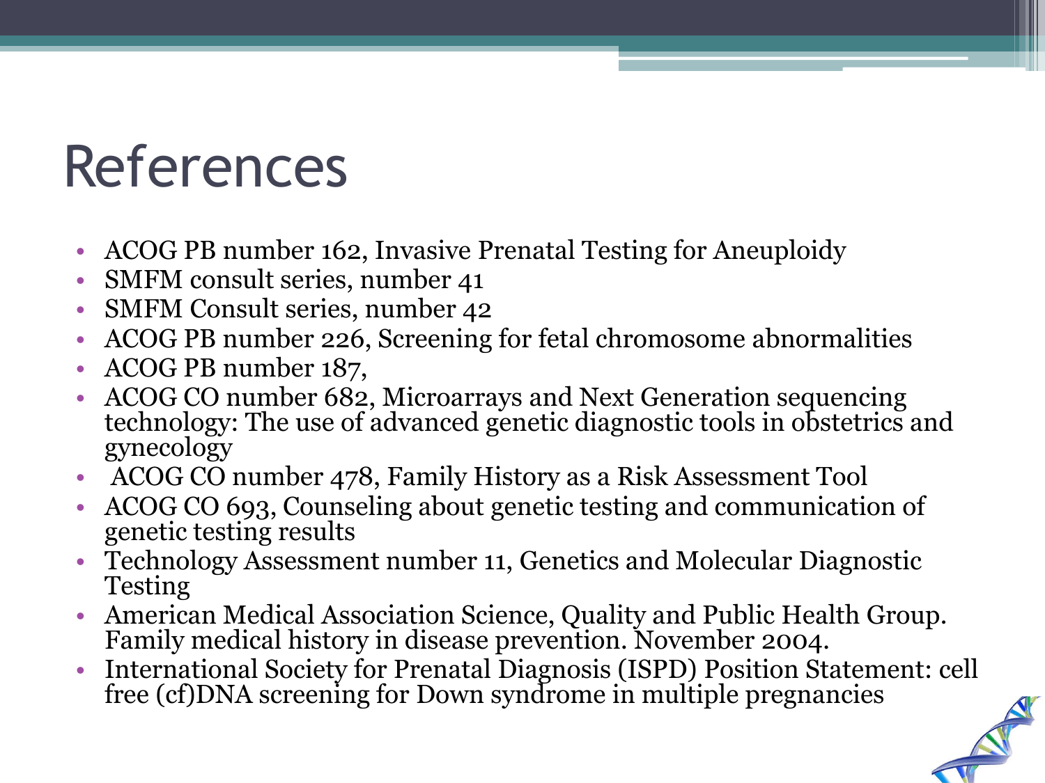# References

- ACOG PB number 162, Invasive Prenatal Testing for Aneuploidy
- SMFM consult series, number 41
- SMFM Consult series, number 42
- ACOG PB number 226, Screening for fetal chromosome abnormalities
- ACOG PB number 187,
- ACOG CO number 682, Microarrays and Next Generation sequencing technology: The use of advanced genetic diagnostic tools in obstetrics and gynecology
- ACOG CO number 478, Family History as a Risk Assessment Tool
- ACOG CO 693, Counseling about genetic testing and communication of genetic testing results
- Technology Assessment number 11, Genetics and Molecular Diagnostic Testing
- American Medical Association Science, Quality and Public Health Group. Family medical history in disease prevention. November 2004.
- International Society for Prenatal Diagnosis (ISPD) Position Statement: cell free (cf)DNA screening for Down syndrome in multiple pregnancies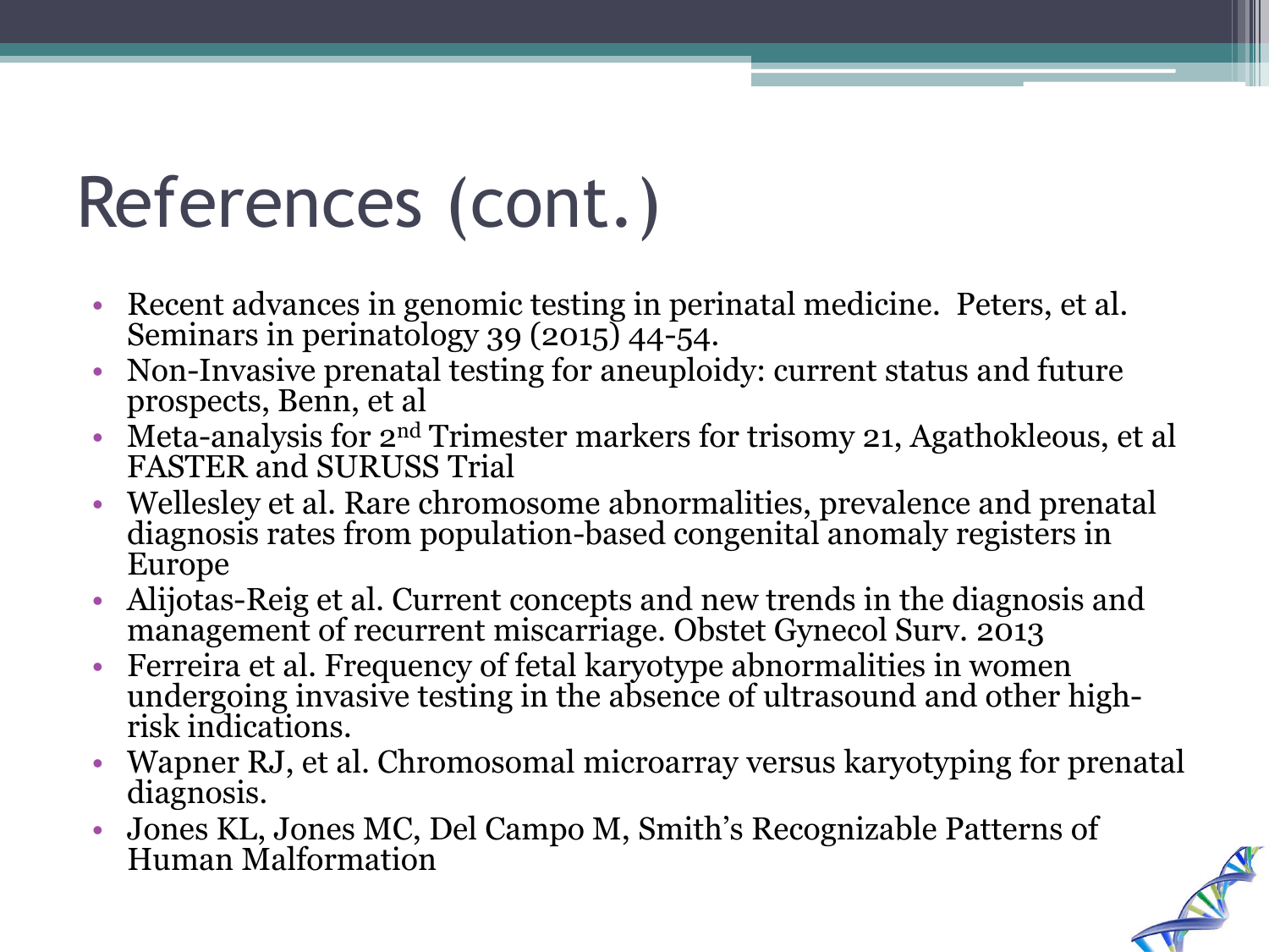# References (cont.)

- Recent advances in genomic testing in perinatal medicine. Peters, et al. Seminars in perinatology 39 (2015) 44-54.
- Non-Invasive prenatal testing for aneuploidy: current status and future prospects, Benn, et al
- Meta-analysis for 2nd Trimester markers for trisomy 21, Agathokleous, et al FASTER and SURUSS Trial
- Wellesley et al. Rare chromosome abnormalities, prevalence and prenatal diagnosis rates from population-based congenital anomaly registers in Europe
- Alijotas-Reig et al. Current concepts and new trends in the diagnosis and management of recurrent miscarriage. Obstet Gynecol Surv. 2013
- Ferreira et al. Frequency of fetal karyotype abnormalities in women undergoing invasive testing in the absence of ultrasound and other high-risk indications.
- Wapner RJ, et al. Chromosomal microarray versus karyotyping for prenatal diagnosis.
- Jones KL, Jones MC, Del Campo M, Smith's Recognizable Patterns of Human Malformation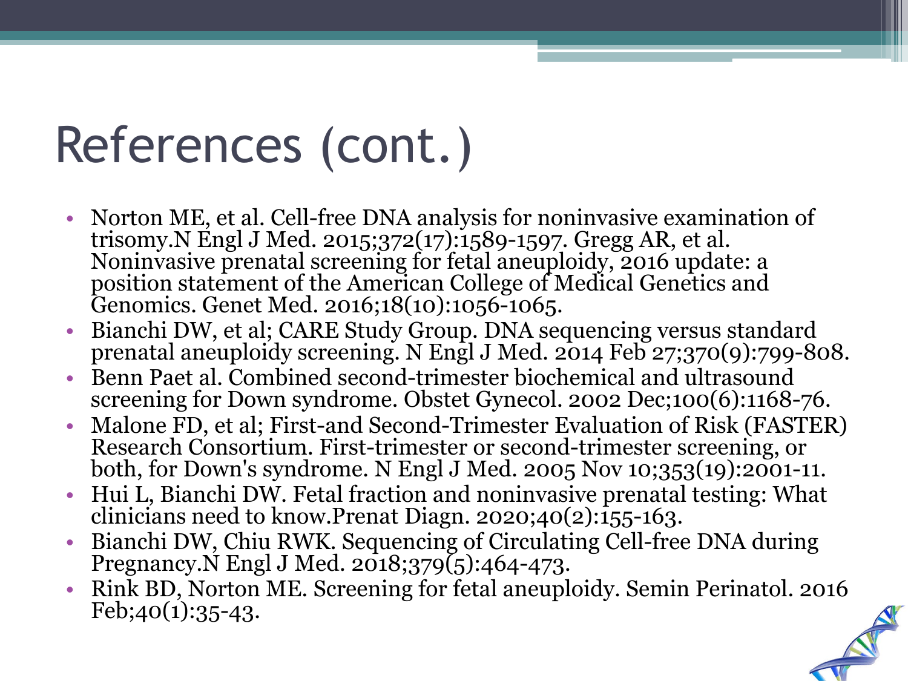# References (cont.)

- Norton ME, et al. Cell-free DNA analysis for noninvasive examination of trisomy.N Engl J Med. 2015;372(17):1589-1597. Gregg AR, et al. Noninvasive prenatal screening for fetal aneuploidy, 2016 update: a position statement of the American College of Medical Genetics and Genomics. Genet Med. 2016;18(10):1056-1065.
- Bianchi DW, et al; CARE Study Group. DNA sequencing versus standard prenatal aneuploidy screening. N Engl J Med. 2014 Feb 27;370(9):799-808.
- Benn Paet al. Combined second-trimester biochemical and ultrasound screening for Down syndrome. Obstet Gynecol. 2002 Dec;100(6):1168-76.
- Malone FD, et al; First-and Second-Trimester Evaluation of Risk (FASTER) Research Consortium. First-trimester or second-trimester screening, or both, for Down's syndrome. N Engl J Med. 2005 Nov 10;353(19):2001-11.
- Hui L, Bianchi DW. Fetal fraction and noninvasive prenatal testing: What clinicians need to know.Prenat Diagn. 2020;40(2):155-163.
- Bianchi DW, Chiu RWK. Sequencing of Circulating Cell-free DNA during Pregnancy.N Engl J Med. 2018;379(5):464-473.
- Rink BD, Norton ME. Screening for fetal aneuploidy. Semin Perinatol. 2016 Feb;40(1):35-43.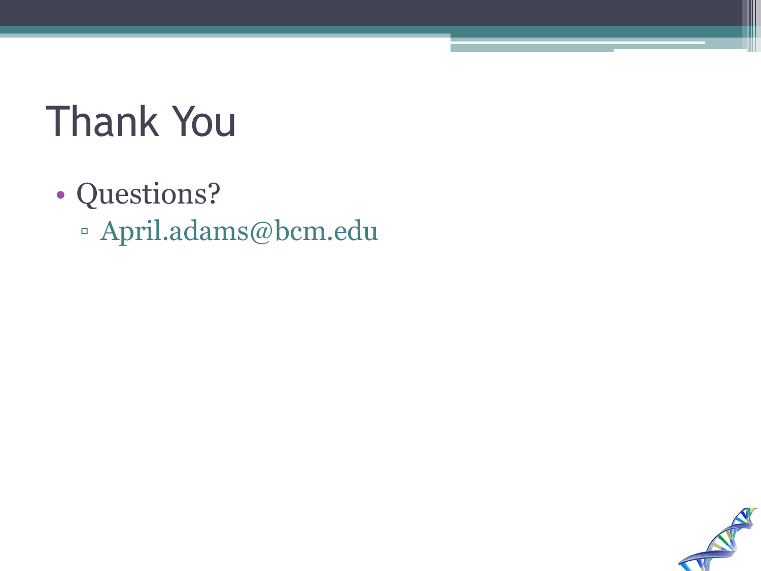# Thank You

- Questions?
  - April.adams@bcm.edu